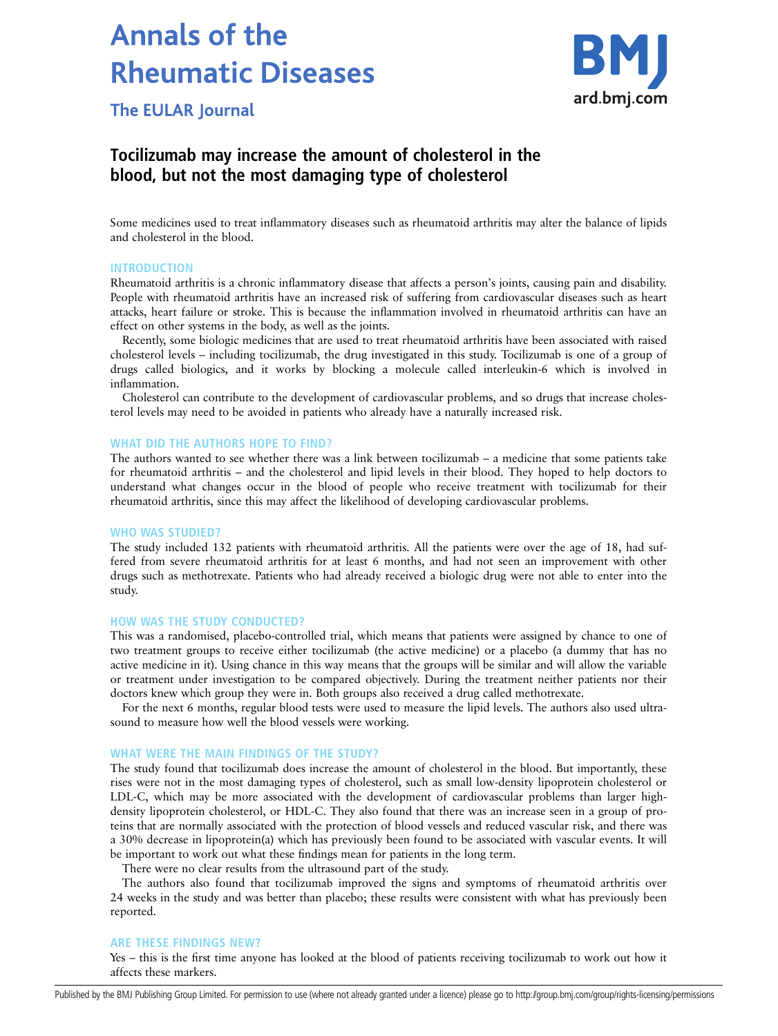# Annals of the Rheumatic Diseases

## The EULAR Journal

## Tocilizumab may increase the amount of cholesterol in the blood, but not the most damaging type of cholesterol

Some medicines used to treat inflammatory diseases such as rheumatoid arthritis may alter the balance of lipids and cholesterol in the blood.

### INTRODUCTION

Rheumatoid arthritis is a chronic inflammatory disease that affects a person's joints, causing pain and disability. People with rheumatoid arthritis have an increased risk of suffering from cardiovascular diseases such as heart attacks, heart failure or stroke. This is because the inflammation involved in rheumatoid arthritis can have an effect on other systems in the body, as well as the joints.

Recently, some biologic medicines that are used to treat rheumatoid arthritis have been associated with raised cholesterol levels – including tocilizumab, the drug investigated in this study. Tocilizumab is one of a group of drugs called biologics, and it works by blocking a molecule called interleukin-6 which is involved in inflammation.

Cholesterol can contribute to the development of cardiovascular problems, and so drugs that increase cholesterol levels may need to be avoided in patients who already have a naturally increased risk.

### WHAT DID THE AUTHORS HOPE TO FIND?

The authors wanted to see whether there was a link between tocilizumab – a medicine that some patients take for rheumatoid arthritis – and the cholesterol and lipid levels in their blood. They hoped to help doctors to understand what changes occur in the blood of people who receive treatment with tocilizumab for their rheumatoid arthritis, since this may affect the likelihood of developing cardiovascular problems.

### WHO WAS STUDIED?

The study included 132 patients with rheumatoid arthritis. All the patients were over the age of 18, had suffered from severe rheumatoid arthritis for at least 6 months, and had not seen an improvement with other drugs such as methotrexate. Patients who had already received a biologic drug were not able to enter into the study.

### HOW WAS THE STUDY CONDUCTED?

This was a randomised, placebo-controlled trial, which means that patients were assigned by chance to one of two treatment groups to receive either tocilizumab (the active medicine) or a placebo (a dummy that has no active medicine in it). Using chance in this way means that the groups will be similar and will allow the variable or treatment under investigation to be compared objectively. During the treatment neither patients nor their doctors knew which group they were in. Both groups also received a drug called methotrexate.

For the next 6 months, regular blood tests were used to measure the lipid levels. The authors also used ultrasound to measure how well the blood vessels were working.

### WHAT WERE THE MAIN FINDINGS OF THE STUDY?

The study found that tocilizumab does increase the amount of cholesterol in the blood. But importantly, these rises were not in the most damaging types of cholesterol, such as small low-density lipoprotein cholesterol or LDL-C, which may be more associated with the development of cardiovascular problems than larger high-density lipoprotein cholesterol, or HDL-C. They also found that there was an increase seen in a group of proteins that are normally associated with the protection of blood vessels and reduced vascular risk, and there was a 30% decrease in lipoprotein(a) which has previously been found to be associated with vascular events. It will be important to work out what these findings mean for patients in the long term.

There were no clear results from the ultrasound part of the study.

The authors also found that tocilizumab improved the signs and symptoms of rheumatoid arthritis over 24 weeks in the study and was better than placebo; these results were consistent with what has previously been reported.

### ARE THESE FINDINGS NEW?

Yes – this is the first time anyone has looked at the blood of patients receiving tocilizumab to work out how it affects these markers.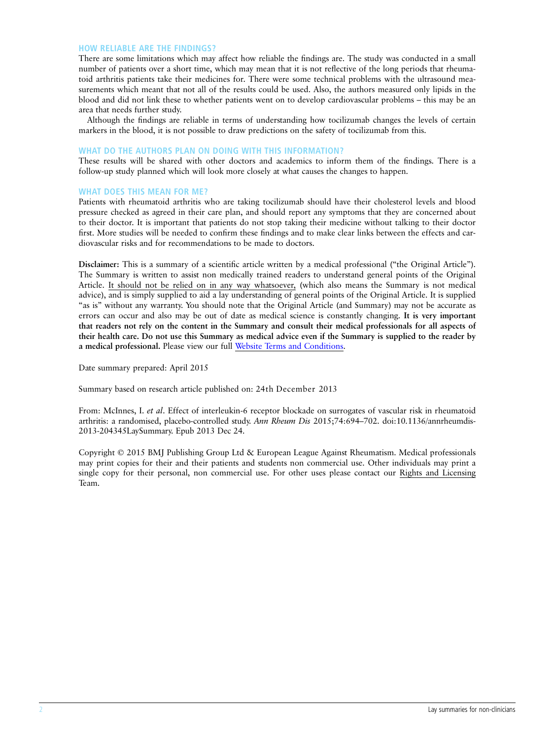## HOW RELIABLE ARE THE FINDINGS?

There are some limitations which may affect how reliable the findings are. The study was conducted in a small number of patients over a short time, which may mean that it is not reflective of the long periods that rheumatoid arthritis patients take their medicines for. There were some technical problems with the ultrasound measurements which meant that not all of the results could be used. Also, the authors measured only lipids in the blood and did not link these to whether patients went on to develop cardiovascular problems – this may be an area that needs further study.

Although the findings are reliable in terms of understanding how tocilizumab changes the levels of certain markers in the blood, it is not possible to draw predictions on the safety of tocilizumab from this.

## WHAT DO THE AUTHORS PLAN ON DOING WITH THIS INFORMATION?

These results will be shared with other doctors and academics to inform them of the findings. There is a follow-up study planned which will look more closely at what causes the changes to happen.

## WHAT DOES THIS MEAN FOR ME?

Patients with rheumatoid arthritis who are taking tocilizumab should have their cholesterol levels and blood pressure checked as agreed in their care plan, and should report any symptoms that they are concerned about to their doctor. It is important that patients do not stop taking their medicine without talking to their doctor first. More studies will be needed to confirm these findings and to make clear links between the effects and cardiovascular risks and for recommendations to be made to doctors.

**Disclaimer:** This is a summary of a scientific article written by a medical professional ("the Original Article"). The Summary is written to assist non medically trained readers to understand general points of the Original Article. It should not be relied on in any way whatsoever, (which also means the Summary is not medical advice), and is simply supplied to aid a lay understanding of general points of the Original Article. It is supplied "as is" without any warranty. You should note that the Original Article (and Summary) may not be accurate as errors can occur and also may be out of date as medical science is constantly changing. **It is very important that readers not rely on the content in the Summary and consult their medical professionals for all aspects of their health care. Do not use this Summary as medical advice even if the Summary is supplied to the reader by a medical professional.** Please view our full Website Terms and Conditions.

Date summary prepared: April 2015

Summary based on research article published on: 24th December 2013

From: McInnes, I. *et al*. Effect of interleukin-6 receptor blockade on surrogates of vascular risk in rheumatoid arthritis: a randomised, placebo-controlled study. *Ann Rheum Dis* 2015;74:694–702. doi:10.1136/annrheumdis-2013-204345LaySummary. Epub 2013 Dec 24.

Copyright © 2015 BMJ Publishing Group Ltd & European League Against Rheumatism. Medical professionals may print copies for their and their patients and students non commercial use. Other individuals may print a single copy for their personal, non commercial use. For other uses please contact our Rights and Licensing Team.